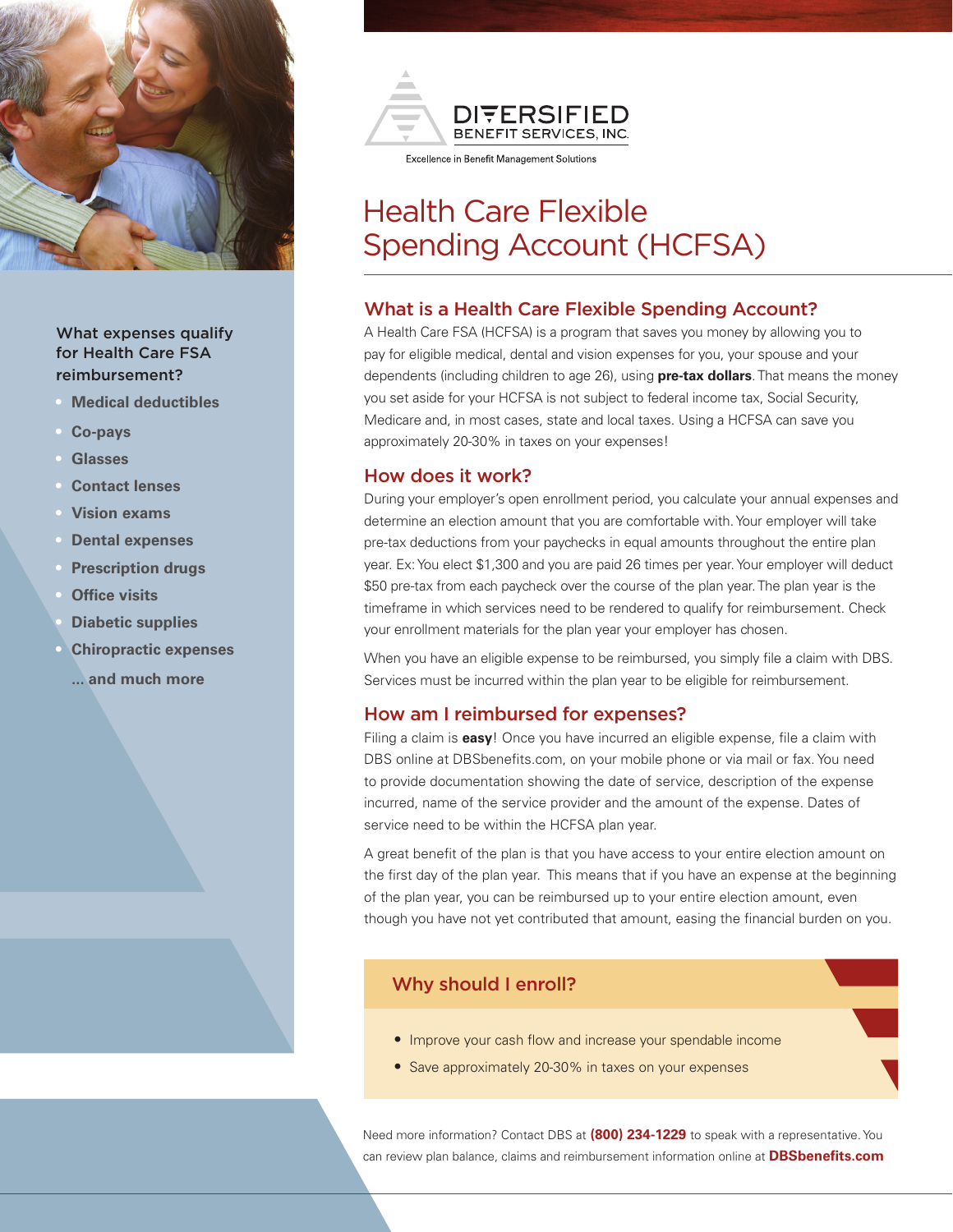DIVERSIFIED BENEFIT SERVICES, INC.

Excellence in Benefit Management Solutions

# Health Care Flexible Spending Account (HCFSA)

## What is a Health Care Flexible Spending Account?

A Health Care FSA (HCFSA) is a program that saves you money by allowing you to pay for eligible medical, dental and vision expenses for you, your spouse and your dependents (including children to age 26), using **pre-tax dollars**. That means the money you set aside for your HCFSA is not subject to federal income tax, Social Security, Medicare and, in most cases, state and local taxes. Using a HCFSA can save you approximately 20-30% in taxes on your expenses!

## How does it work?

During your employer's open enrollment period, you calculate your annual expenses and determine an election amount that you are comfortable with. Your employer will take pre-tax deductions from your paychecks in equal amounts throughout the entire plan year. Ex: You elect $1,300 and you are paid 26 times per year. Your employer will deduct $50 pre-tax from each paycheck over the course of the plan year. The plan year is the timeframe in which services need to be rendered to qualify for reimbursement. Check your enrollment materials for the plan year your employer has chosen.

When you have an eligible expense to be reimbursed, you simply file a claim with DBS. Services must be incurred within the plan year to be eligible for reimbursement.

## How am I reimbursed for expenses?

Filing a claim is **easy**! Once you have incurred an eligible expense, file a claim with DBS online at DBSbenefits.com, on your mobile phone or via mail or fax. You need to provide documentation showing the date of service, description of the expense incurred, name of the service provider and the amount of the expense. Dates of service need to be within the HCFSA plan year.

A great benefit of the plan is that you have access to your entire election amount on the first day of the plan year. This means that if you have an expense at the beginning of the plan year, you can be reimbursed up to your entire election amount, even though you have not yet contributed that amount, easing the financial burden on you.

### What expenses qualify for Health Care FSA reimbursement?

- **Medical deductibles**
- **Co-pays**
- **Glasses**
- **Contact lenses**
- **Vision exams**
- **Dental expenses**
- **Prescription drugs**
- **Office visits**
- **Diabetic supplies**
- **Chiropractic expenses**

**... and much more**

## Why should I enroll?

- Improve your cash flow and increase your spendable income
- Save approximately 20-30% in taxes on your expenses

Need more information? Contact DBS at **(800) 234-1229** to speak with a representative. You can review plan balance, claims and reimbursement information online at **DBSbenefits.com**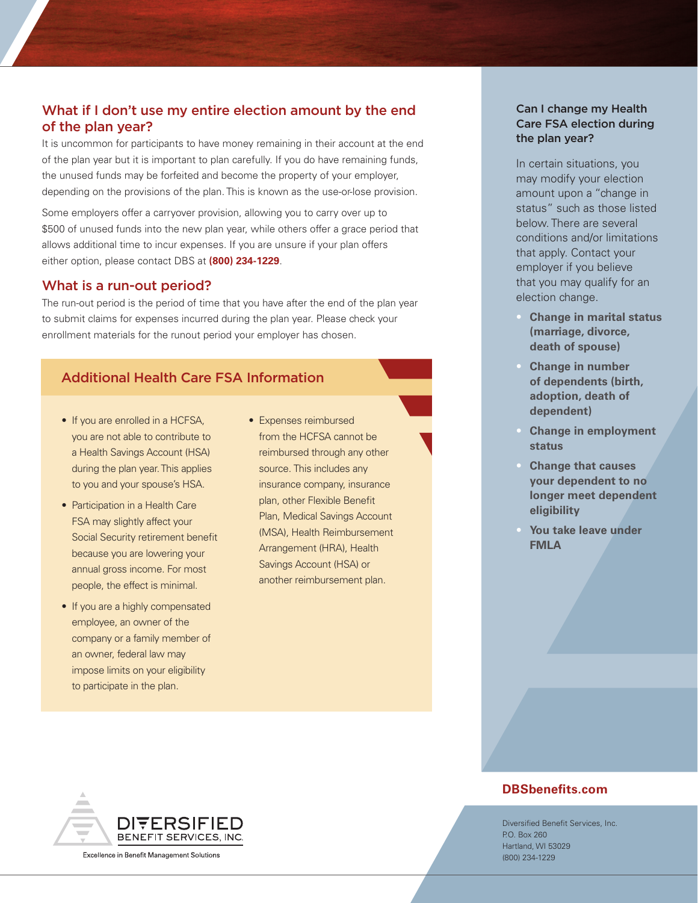## What if I don't use my entire election amount by the end of the plan year?

It is uncommon for participants to have money remaining in their account at the end of the plan year but it is important to plan carefully. If you do have remaining funds, the unused funds may be forfeited and become the property of your employer, depending on the provisions of the plan. This is known as the use-or-lose provision.

Some employers offer a carryover provision, allowing you to carry over up to $500 of unused funds into the new plan year, while others offer a grace period that allows additional time to incur expenses. If you are unsure if your plan offers either option, please contact DBS at **(800) 234-1229**.

## What is a run-out period?

The run-out period is the period of time that you have after the end of the plan year to submit claims for expenses incurred during the plan year. Please check your enrollment materials for the runout period your employer has chosen.

### Additional Health Care FSA Information

- If you are enrolled in a HCFSA, you are not able to contribute to a Health Savings Account (HSA) during the plan year. This applies to you and your spouse's HSA.
- Participation in a Health Care FSA may slightly affect your Social Security retirement benefit because you are lowering your annual gross income. For most people, the effect is minimal.
- If you are a highly compensated employee, an owner of the company or a family member of an owner, federal law may impose limits on your eligibility to participate in the plan.
- Expenses reimbursed from the HCFSA cannot be reimbursed through any other source. This includes any insurance company, insurance plan, other Flexible Benefit Plan, Medical Savings Account (MSA), Health Reimbursement Arrangement (HRA), Health Savings Account (HSA) or another reimbursement plan.

### Can I change my Health Care FSA election during the plan year?

In certain situations, you may modify your election amount upon a "change in status" such as those listed below. There are several conditions and/or limitations that apply. Contact your employer if you believe that you may qualify for an election change.

- **Change in marital status (marriage, divorce, death of spouse)**
- **Change in number of dependents (birth, adoption, death of dependent)**
- **Change in employment status**
- **Change that causes your dependent to no longer meet dependent eligibility**
- **You take leave under FMLA**

**DBSbenefits.com**

Diversified Benefit Services, Inc.
P.O. Box 260
Hartland, WI 53029
(800) 234-1229

DIVERSIFIED BENEFIT SERVICES, INC.
Excellence in Benefit Management Solutions